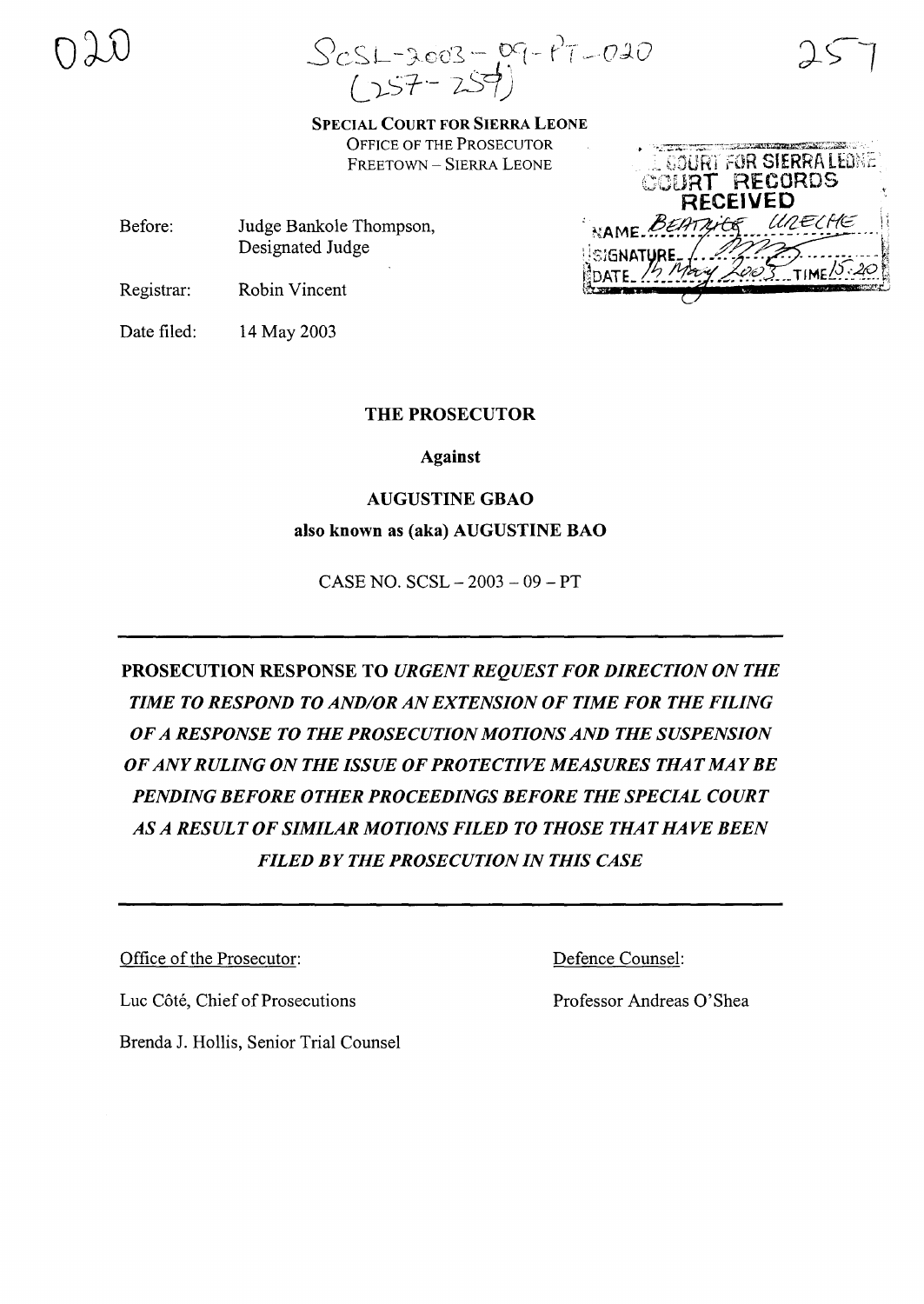020

SCSL-2003-09-PT-020
(257-259)

257

**SPECIAL COURT FOR SIERRA LEONE**
OFFICE OF THE PROSECUTOR
FREETOWN – SIERRA LEONE

COURT FOR SIERRA LEONE
COURT RECORDS
RECEIVED
NAME: BEATRICE UZECHE
SIGNATURE:
DATE: 15 May 2003 TIME 15:20

Before: Judge Bankole Thompson, Designated Judge

Registrar: Robin Vincent

Date filed: 14 May 2003

**THE PROSECUTOR**

**Against**

**AUGUSTINE GBAO**

**also known as (aka) AUGUSTINE BAO**

CASE NO. SCSL – 2003 – 09 – PT

---

**PROSECUTION RESPONSE TO *URGENT REQUEST FOR DIRECTION ON THE TIME TO RESPOND TO AND/OR AN EXTENSION OF TIME FOR THE FILING OF A RESPONSE TO THE PROSECUTION MOTIONS AND THE SUSPENSION OF ANY RULING ON THE ISSUE OF PROTECTIVE MEASURES THAT MAY BE PENDING BEFORE OTHER PROCEEDINGS BEFORE THE SPECIAL COURT AS A RESULT OF SIMILAR MOTIONS FILED TO THOSE THAT HAVE BEEN FILED BY THE PROSECUTION IN THIS CASE***

---

Office of the Prosecutor:

Luc Côté, Chief of Prosecutions

Brenda J. Hollis, Senior Trial Counsel

Defence Counsel:

Professor Andreas O'Shea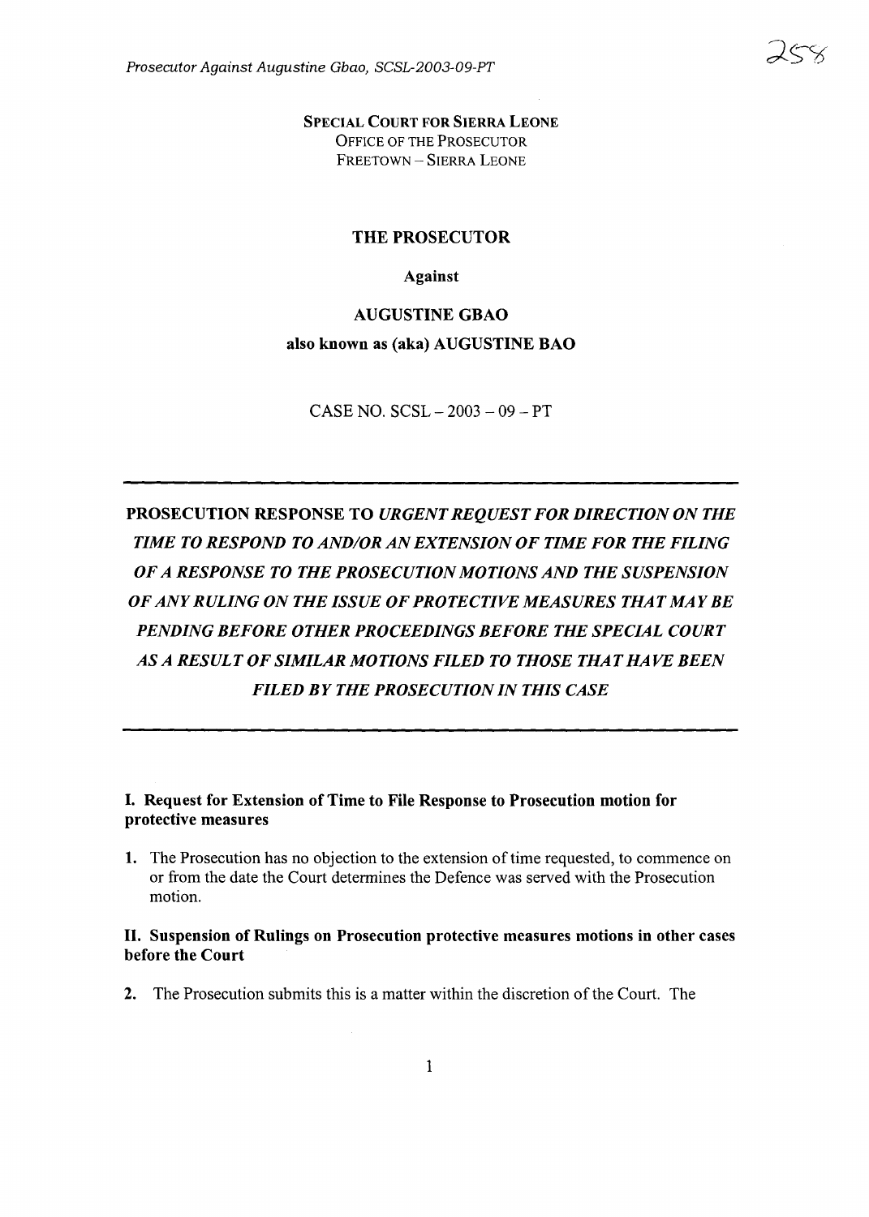**SPECIAL COURT FOR SIERRA LEONE**
OFFICE OF THE PROSECUTOR
FREETOWN – SIERRA LEONE

**THE PROSECUTOR**

**Against**

**AUGUSTINE GBAO**

**also known as (aka) AUGUSTINE BAO**

CASE NO. SCSL – 2003 – 09 – PT

---

**PROSECUTION RESPONSE TO *URGENT REQUEST FOR DIRECTION ON THE TIME TO RESPOND TO AND/OR AN EXTENSION OF TIME FOR THE FILING OF A RESPONSE TO THE PROSECUTION MOTIONS AND THE SUSPENSION OF ANY RULING ON THE ISSUE OF PROTECTIVE MEASURES THAT MAY BE PENDING BEFORE OTHER PROCEEDINGS BEFORE THE SPECIAL COURT AS A RESULT OF SIMILAR MOTIONS FILED TO THOSE THAT HAVE BEEN FILED BY THE PROSECUTION IN THIS CASE***

---

**I. Request for Extension of Time to File Response to Prosecution motion for protective measures**

1. The Prosecution has no objection to the extension of time requested, to commence on or from the date the Court determines the Defence was served with the Prosecution motion.

**II. Suspension of Rulings on Prosecution protective measures motions in other cases before the Court**

2. The Prosecution submits this is a matter within the discretion of the Court. The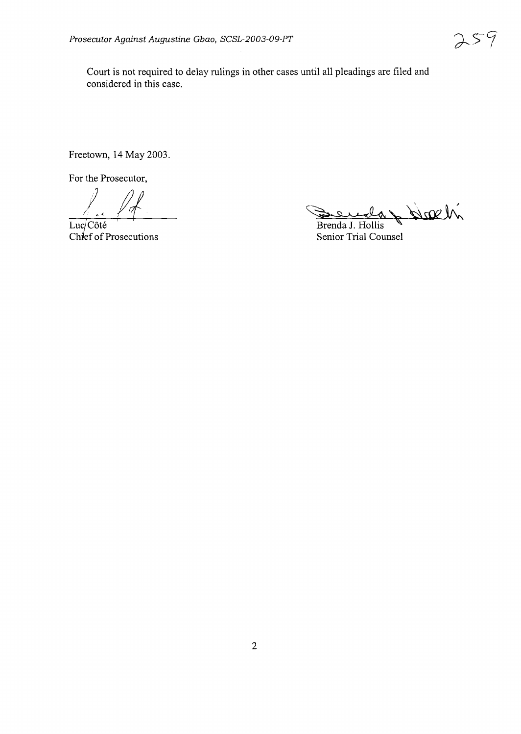Court is not required to delay rulings in other cases until all pleadings are filed and considered in this case.

Freetown, 14 May 2003.

For the Prosecutor,

Luc Côté
Chief of Prosecutions

Brenda J. Hollis
Senior Trial Counsel